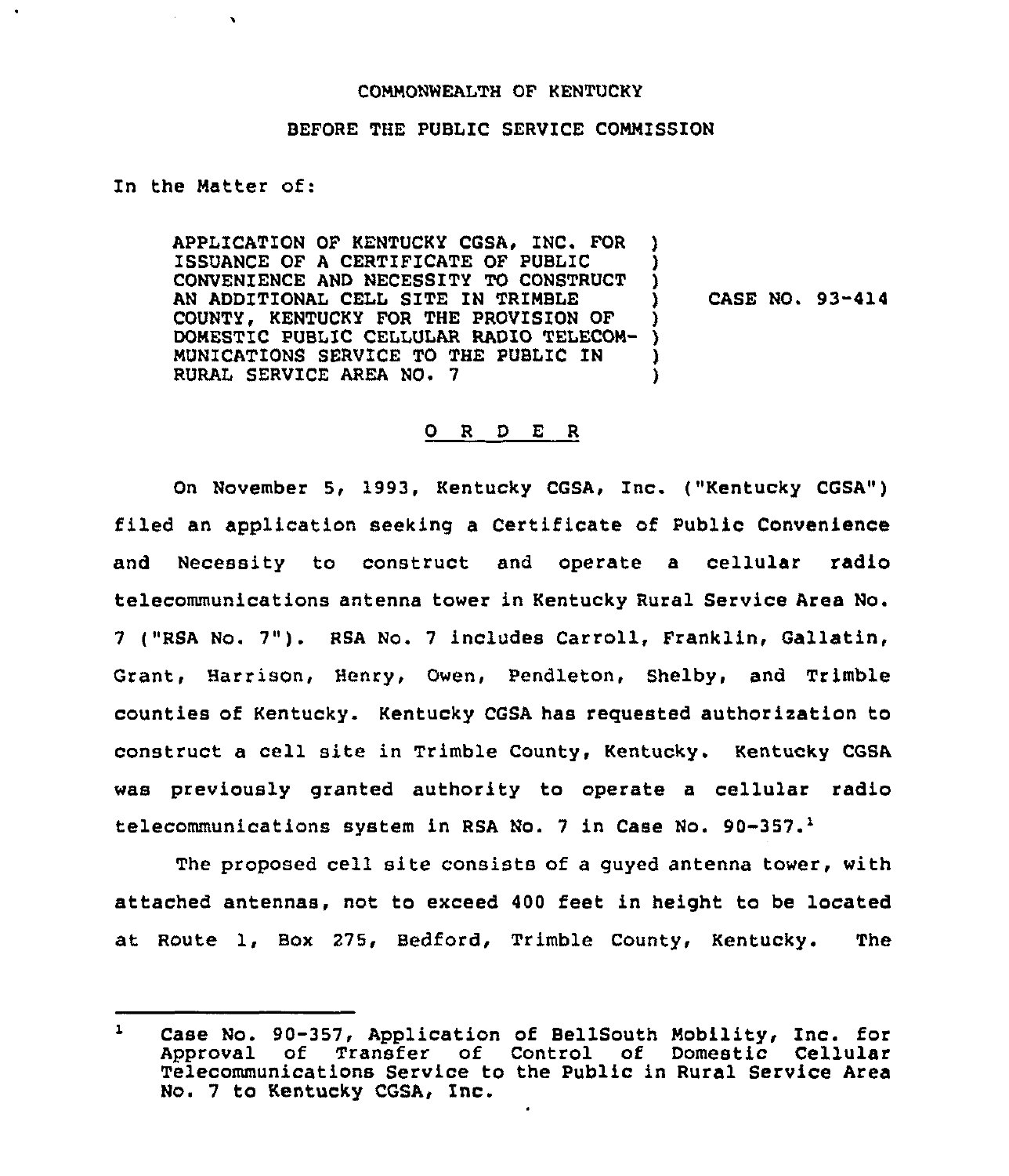COMMONWEALTH OF KENTUCKY

BEFORE THE PUBLIC SERVICE COMMISSION

In the Matter of:

| | |
|---|---|
| APPLICATION OF KENTUCKY CGSA, INC. FOR ISSUANCE OF A CERTIFICATE OF PUBLIC CONVENIENCE AND NECESSITY TO CONSTRUCT AN ADDITIONAL CELL SITE IN TRIMBLE COUNTY, KENTUCKY FOR THE PROVISION OF DOMESTIC PUBLIC CELLULAR RADIO TELECOMMUNICATIONS SERVICE TO THE PUBLIC IN RURAL SERVICE AREA NO. 7 | CASE NO. 93-414 |

O R D E R

On November 5, 1993, Kentucky CGSA, Inc. ("Kentucky CGSA") filed an application seeking a Certificate of Public Convenience and Necessity to construct and operate a cellular radio telecommunications antenna tower in Kentucky Rural Service Area No. 7 ("RSA No. 7"). RSA No. 7 includes Carroll, Franklin, Gallatin, Grant, Harrison, Henry, Owen, Pendleton, Shelby, and Trimble counties of Kentucky. Kentucky CGSA has requested authorization to construct a cell site in Trimble County, Kentucky. Kentucky CGSA was previously granted authority to operate a cellular radio telecommunications system in RSA No. 7 in Case No. 90-357.[1]

The proposed cell site consists of a guyed antenna tower, with attached antennas, not to exceed 400 feet in height to be located at Route 1, Box 275, Bedford, Trimble County, Kentucky. The

---

[1] Case No. 90-357, Application of BellSouth Mobility, Inc. for Approval of Transfer of Control of Domestic Cellular Telecommunications Service to the Public in Rural Service Area No. 7 to Kentucky CGSA, Inc.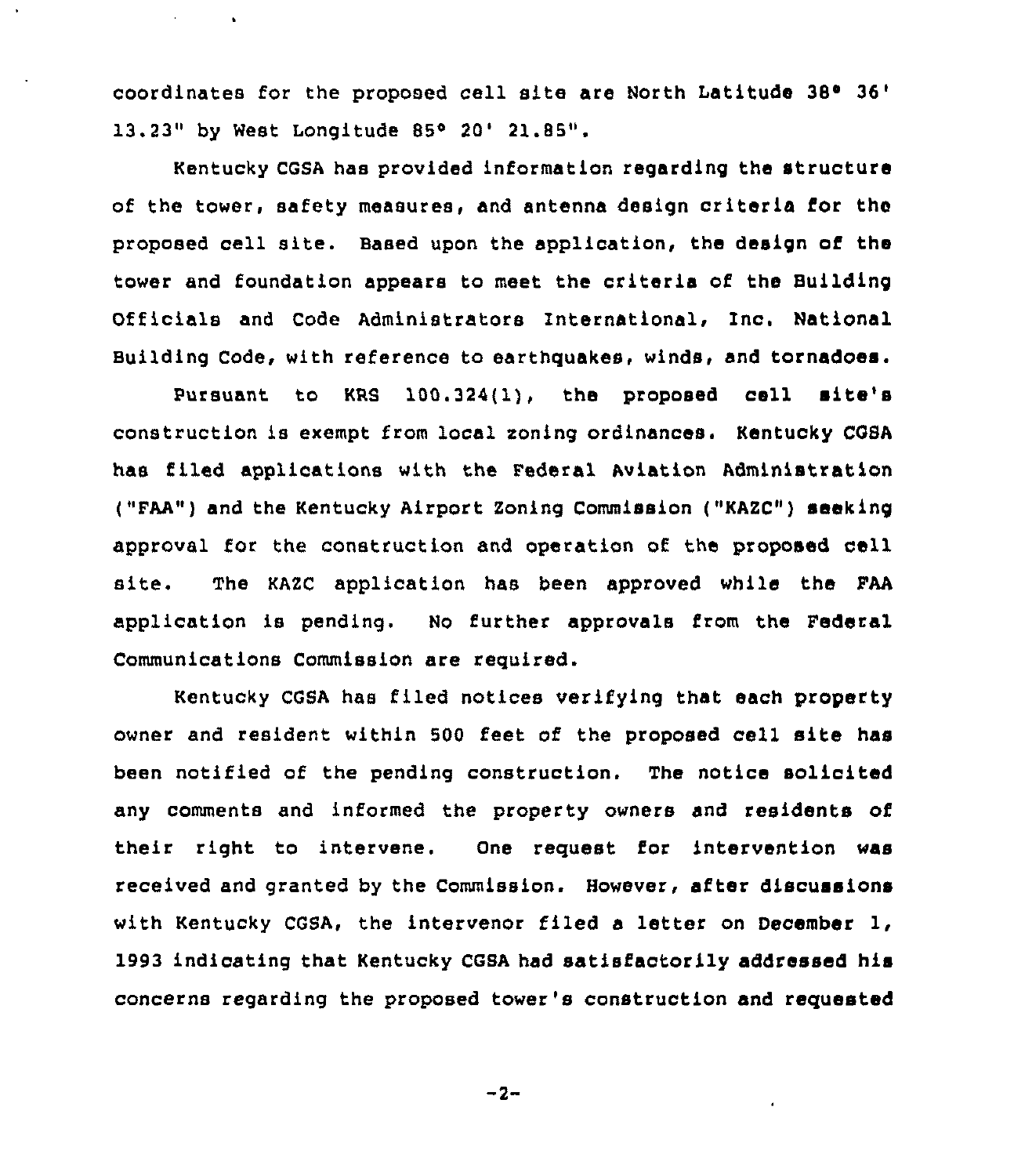coordinates for the proposed cell site are North Latitude 38° 36' 13.23" by West Longitude 85° 20' 21.85".

Kentucky CGSA has provided information regarding the structure of the tower, safety measures, and antenna design criteria for the proposed cell site. Based upon the application, the design of the tower and foundation appears to meet the criteria of the Building Officials and Code Administrators International, Inc. National Building Code, with reference to earthquakes, winds, and tornadoes.

Pursuant to KRS 100.324(1), the proposed cell site's construction is exempt from local zoning ordinances. Kentucky CGSA has filed applications with the Federal Aviation Administration ("FAA") and the Kentucky Airport Zoning Commission ("KAZC") seeking approval for the construction and operation of the proposed cell site. The KAZC application has been approved while the FAA application is pending. No further approvals from the Federal Communications Commission are required.

Kentucky CGSA has filed notices verifying that each property owner and resident within 500 feet of the proposed cell site has been notified of the pending construction. The notice solicited any comments and informed the property owners and residents of their right to intervene. One request for intervention was received and granted by the Commission. However, after discussions with Kentucky CGSA, the intervenor filed a letter on December 1, 1993 indicating that Kentucky CGSA had satisfactorily addressed his concerns regarding the proposed tower's construction and requested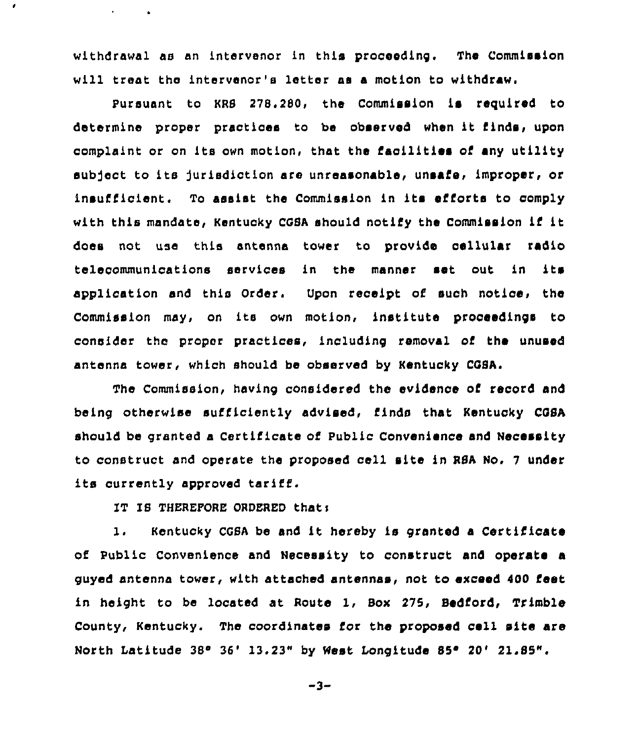withdrawal as an intervenor in this proceeding. The Commission will treat the intervenor's letter as a motion to withdraw.

Pursuant to KRS 278.280, the Commission is required to determine proper practices to be observed when it finds, upon complaint or on its own motion, that the facilities of any utility subject to its jurisdiction are unreasonable, unsafe, improper, or insufficient. To assist the Commission in its efforts to comply with this mandate, Kentucky CGSA should notify the Commission if it does not use this antenna tower to provide cellular radio telecommunications services in the manner set out in its application and this Order. Upon receipt of such notice, the Commission may, on its own motion, institute proceedings to consider the proper practices, including removal of the unused antenna tower, which should be observed by Kentucky CGSA.

The Commission, having considered the evidence of record and being otherwise sufficiently advised, finds that Kentucky CGSA should be granted a Certificate of Public Convenience and Necessity to construct and operate the proposed cell site in RSA No. 7 under its currently approved tariff.

IT IS THEREFORE ORDERED that:

1. Kentucky CGSA be and it hereby is granted a Certificate of Public Convenience and Necessity to construct and operate a guyed antenna tower, with attached antennas, not to exceed 400 feet in height to be located at Route 1, Box 275, Bedford, Trimble County, Kentucky. The coordinates for the proposed cell site are North Latitude 38° 36' 13.23" by West Longitude 85° 20' 21.85".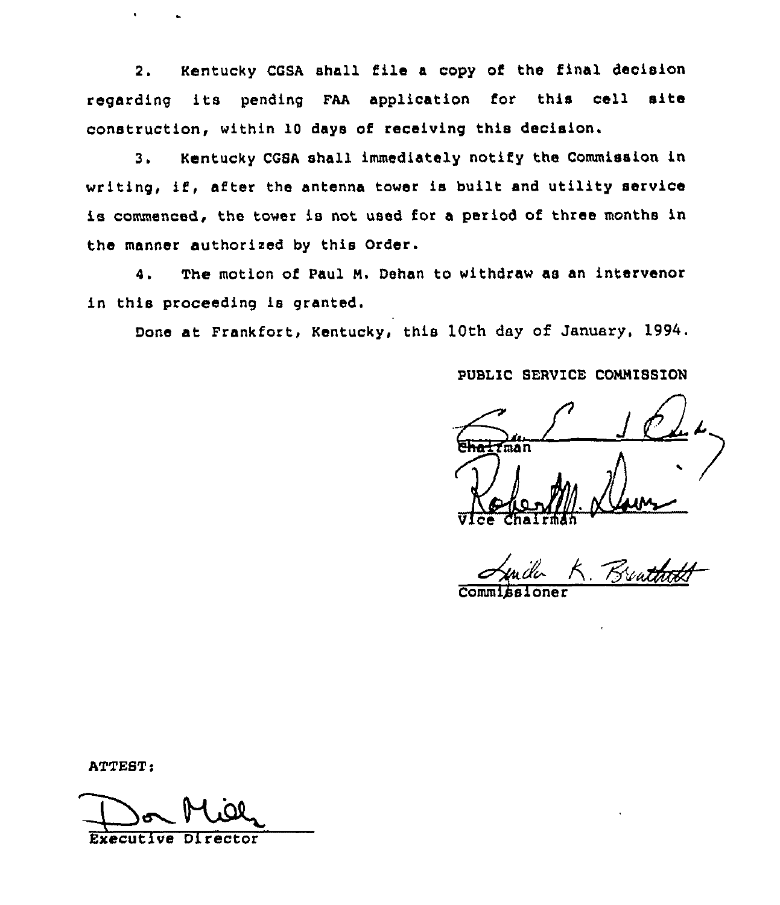2. Kentucky CGSA shall file a copy of the final decision regarding its pending FAA application for this cell site construction, within 10 days of receiving this decision.

3. Kentucky CGSA shall immediately notify the Commission in writing, if, after the antenna tower is built and utility service is commenced, the tower is not used for a period of three months in the manner authorized by this Order.

4. The motion of Paul M. Dehan to withdraw as an intervenor in this proceeding is granted.

Done at Frankfort, Kentucky, this 10th day of January, 1994.

PUBLIC SERVICE COMMISSION

Chairman

Vice Chairman

Commissioner

ATTEST:

Executive Director